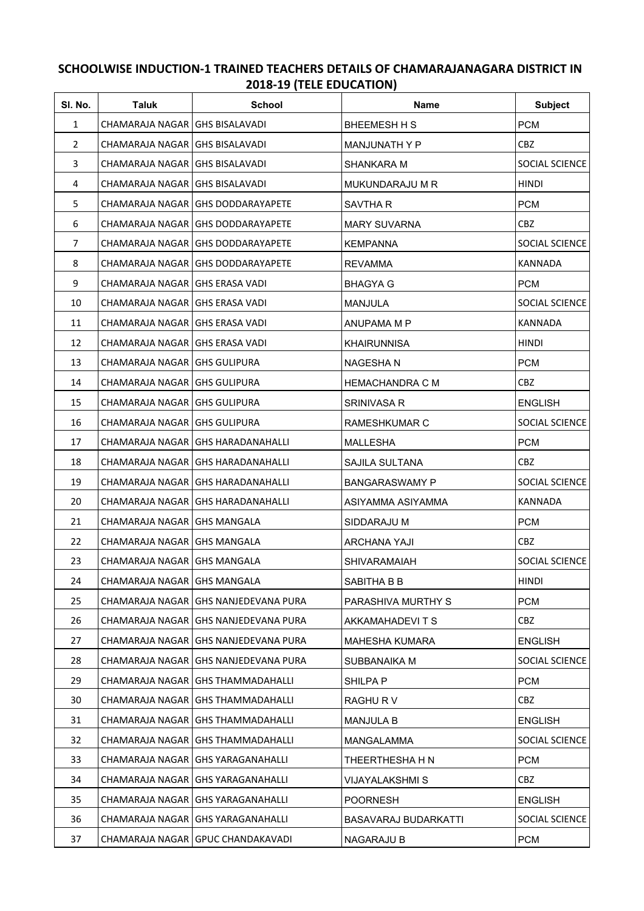## SCHOOLWISE INDUCTION-1 TRAINED TEACHERS DETAILS OF CHAMARAJANAGARA DISTRICT IN 2018-19 (TELE EDUCATION)

| Sl. No. | Taluk | School | Name | Subject |
|---|---|---|---|---|
| 1 | CHAMARAJA NAGAR | GHS BISALAVADI | BHEEMESH H S | PCM |
| 2 | CHAMARAJA NAGAR | GHS BISALAVADI | MANJUNATH Y P | CBZ |
| 3 | CHAMARAJA NAGAR | GHS BISALAVADI | SHANKARA M | SOCIAL SCIENCE |
| 4 | CHAMARAJA NAGAR | GHS BISALAVADI | MUKUNDARAJU M R | HINDI |
| 5 | CHAMARAJA NAGAR | GHS DODDARAYAPETE | SAVTHA R | PCM |
| 6 | CHAMARAJA NAGAR | GHS DODDARAYAPETE | MARY SUVARNA | CBZ |
| 7 | CHAMARAJA NAGAR | GHS DODDARAYAPETE | KEMPANNA | SOCIAL SCIENCE |
| 8 | CHAMARAJA NAGAR | GHS DODDARAYAPETE | REVAMMA | KANNADA |
| 9 | CHAMARAJA NAGAR | GHS ERASA VADI | BHAGYA G | PCM |
| 10 | CHAMARAJA NAGAR | GHS ERASA VADI | MANJULA | SOCIAL SCIENCE |
| 11 | CHAMARAJA NAGAR | GHS ERASA VADI | ANUPAMA M P | KANNADA |
| 12 | CHAMARAJA NAGAR | GHS ERASA VADI | KHAIRUNNISA | HINDI |
| 13 | CHAMARAJA NAGAR | GHS GULIPURA | NAGESHA N | PCM |
| 14 | CHAMARAJA NAGAR | GHS GULIPURA | HEMACHANDRA C M | CBZ |
| 15 | CHAMARAJA NAGAR | GHS GULIPURA | SRINIVASA R | ENGLISH |
| 16 | CHAMARAJA NAGAR | GHS GULIPURA | RAMESHKUMAR C | SOCIAL SCIENCE |
| 17 | CHAMARAJA NAGAR | GHS HARADANAHALLI | MALLESHA | PCM |
| 18 | CHAMARAJA NAGAR | GHS HARADANAHALLI | SAJILA SULTANA | CBZ |
| 19 | CHAMARAJA NAGAR | GHS HARADANAHALLI | BANGARASWAMY P | SOCIAL SCIENCE |
| 20 | CHAMARAJA NAGAR | GHS HARADANAHALLI | ASIYAMMA ASIYAMMA | KANNADA |
| 21 | CHAMARAJA NAGAR | GHS MANGALA | SIDDARAJU M | PCM |
| 22 | CHAMARAJA NAGAR | GHS MANGALA | ARCHANA YAJI | CBZ |
| 23 | CHAMARAJA NAGAR | GHS MANGALA | SHIVARAMAIAH | SOCIAL SCIENCE |
| 24 | CHAMARAJA NAGAR | GHS MANGALA | SABITHA B B | HINDI |
| 25 | CHAMARAJA NAGAR | GHS NANJEDEVANA PURA | PARASHIVA MURTHY S | PCM |
| 26 | CHAMARAJA NAGAR | GHS NANJEDEVANA PURA | AKKAMAHADEVI T S | CBZ |
| 27 | CHAMARAJA NAGAR | GHS NANJEDEVANA PURA | MAHESHA KUMARA | ENGLISH |
| 28 | CHAMARAJA NAGAR | GHS NANJEDEVANA PURA | SUBBANAIKA M | SOCIAL SCIENCE |
| 29 | CHAMARAJA NAGAR | GHS THAMMADAHALLI | SHILPA P | PCM |
| 30 | CHAMARAJA NAGAR | GHS THAMMADAHALLI | RAGHU R V | CBZ |
| 31 | CHAMARAJA NAGAR | GHS THAMMADAHALLI | MANJULA B | ENGLISH |
| 32 | CHAMARAJA NAGAR | GHS THAMMADAHALLI | MANGALAMMA | SOCIAL SCIENCE |
| 33 | CHAMARAJA NAGAR | GHS YARAGANAHALLI | THEERTHESHA H N | PCM |
| 34 | CHAMARAJA NAGAR | GHS YARAGANAHALLI | VIJAYALAKSHMI S | CBZ |
| 35 | CHAMARAJA NAGAR | GHS YARAGANAHALLI | POORNESH | ENGLISH |
| 36 | CHAMARAJA NAGAR | GHS YARAGANAHALLI | BASAVARAJ BUDARKATTI | SOCIAL SCIENCE |
| 37 | CHAMARAJA NAGAR | GPUC CHANDAKAVADI | NAGARAJU B | PCM |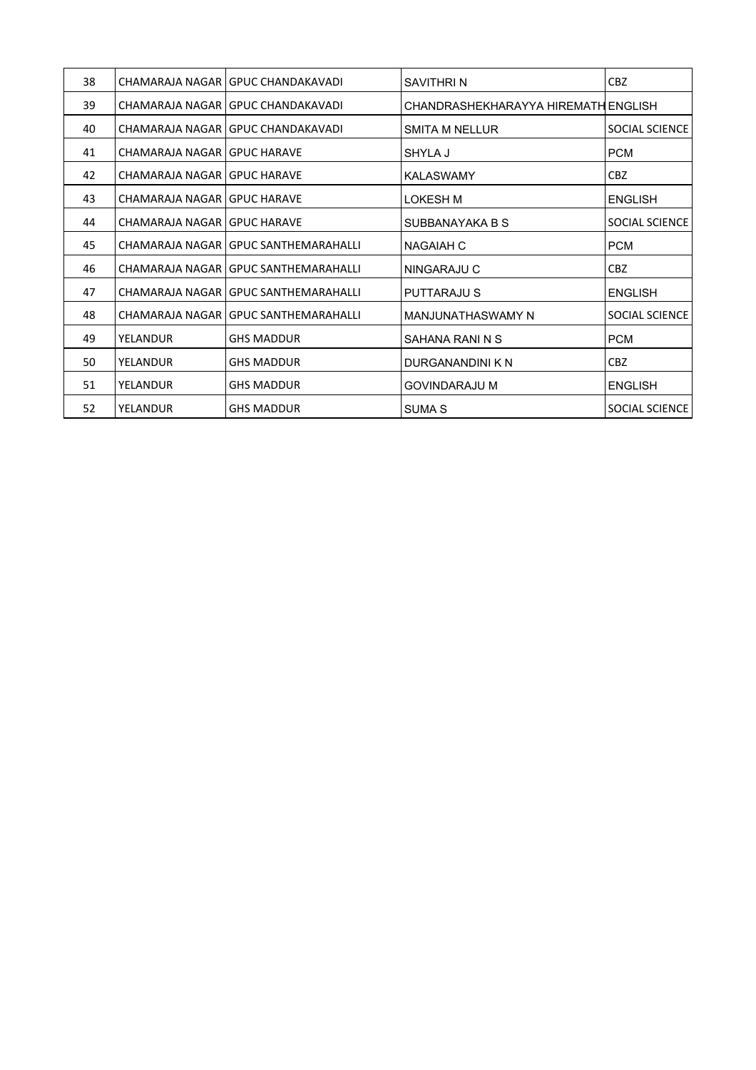| | | | | |
|---|---|---|---|---|
| 38 | CHAMARAJA NAGAR | GPUC CHANDAKAVADI | SAVITHRI N | CBZ |
| 39 | CHAMARAJA NAGAR | GPUC CHANDAKAVADI | CHANDRASHEKHARAYYA HIREMATH | ENGLISH |
| 40 | CHAMARAJA NAGAR | GPUC CHANDAKAVADI | SMITA M NELLUR | SOCIAL SCIENCE |
| 41 | CHAMARAJA NAGAR | GPUC HARAVE | SHYLA J | PCM |
| 42 | CHAMARAJA NAGAR | GPUC HARAVE | KALASWAMY | CBZ |
| 43 | CHAMARAJA NAGAR | GPUC HARAVE | LOKESH M | ENGLISH |
| 44 | CHAMARAJA NAGAR | GPUC HARAVE | SUBBANAYAKA B S | SOCIAL SCIENCE |
| 45 | CHAMARAJA NAGAR | GPUC SANTHEMARAHALLI | NAGAIAH C | PCM |
| 46 | CHAMARAJA NAGAR | GPUC SANTHEMARAHALLI | NINGARAJU C | CBZ |
| 47 | CHAMARAJA NAGAR | GPUC SANTHEMARAHALLI | PUTTARAJU S | ENGLISH |
| 48 | CHAMARAJA NAGAR | GPUC SANTHEMARAHALLI | MANJUNATHASWAMY N | SOCIAL SCIENCE |
| 49 | YELANDUR | GHS MADDUR | SAHANA RANI N S | PCM |
| 50 | YELANDUR | GHS MADDUR | DURGANANDINI K N | CBZ |
| 51 | YELANDUR | GHS MADDUR | GOVINDARAJU M | ENGLISH |
| 52 | YELANDUR | GHS MADDUR | SUMA S | SOCIAL SCIENCE |